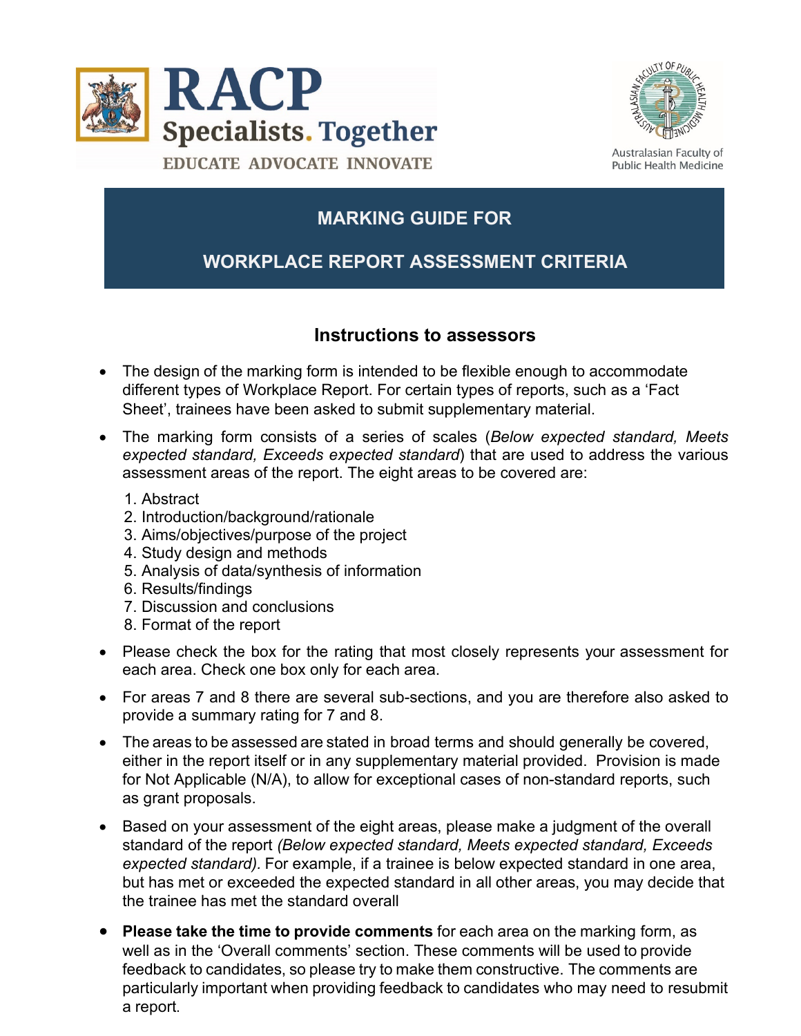RACP

Specialists. Together

EDUCATE ADVOCATE INNOVATE

Australasian Faculty of Public Health Medicine

# MARKING GUIDE FOR

# WORKPLACE REPORT ASSESSMENT CRITERIA

## Instructions to assessors

- The design of the marking form is intended to be flexible enough to accommodate different types of Workplace Report. For certain types of reports, such as a 'Fact Sheet', trainees have been asked to submit supplementary material.
- The marking form consists of a series of scales (*Below expected standard, Meets expected standard, Exceeds expected standard*) that are used to address the various assessment areas of the report. The eight areas to be covered are:
  1. Abstract
  2. Introduction/background/rationale
  3. Aims/objectives/purpose of the project
  4. Study design and methods
  5. Analysis of data/synthesis of information
  6. Results/findings
  7. Discussion and conclusions
  8. Format of the report
- Please check the box for the rating that most closely represents your assessment for each area. Check one box only for each area.
- For areas 7 and 8 there are several sub-sections, and you are therefore also asked to provide a summary rating for 7 and 8.
- The areas to be assessed are stated in broad terms and should generally be covered, either in the report itself or in any supplementary material provided. Provision is made for Not Applicable (N/A), to allow for exceptional cases of non-standard reports, such as grant proposals.
- Based on your assessment of the eight areas, please make a judgment of the overall standard of the report *(Below expected standard, Meets expected standard, Exceeds expected standard)*. For example, if a trainee is below expected standard in one area, but has met or exceeded the expected standard in all other areas, you may decide that the trainee has met the standard overall
- **Please take the time to provide comments** for each area on the marking form, as well as in the 'Overall comments' section. These comments will be used to provide feedback to candidates, so please try to make them constructive. The comments are particularly important when providing feedback to candidates who may need to resubmit a report.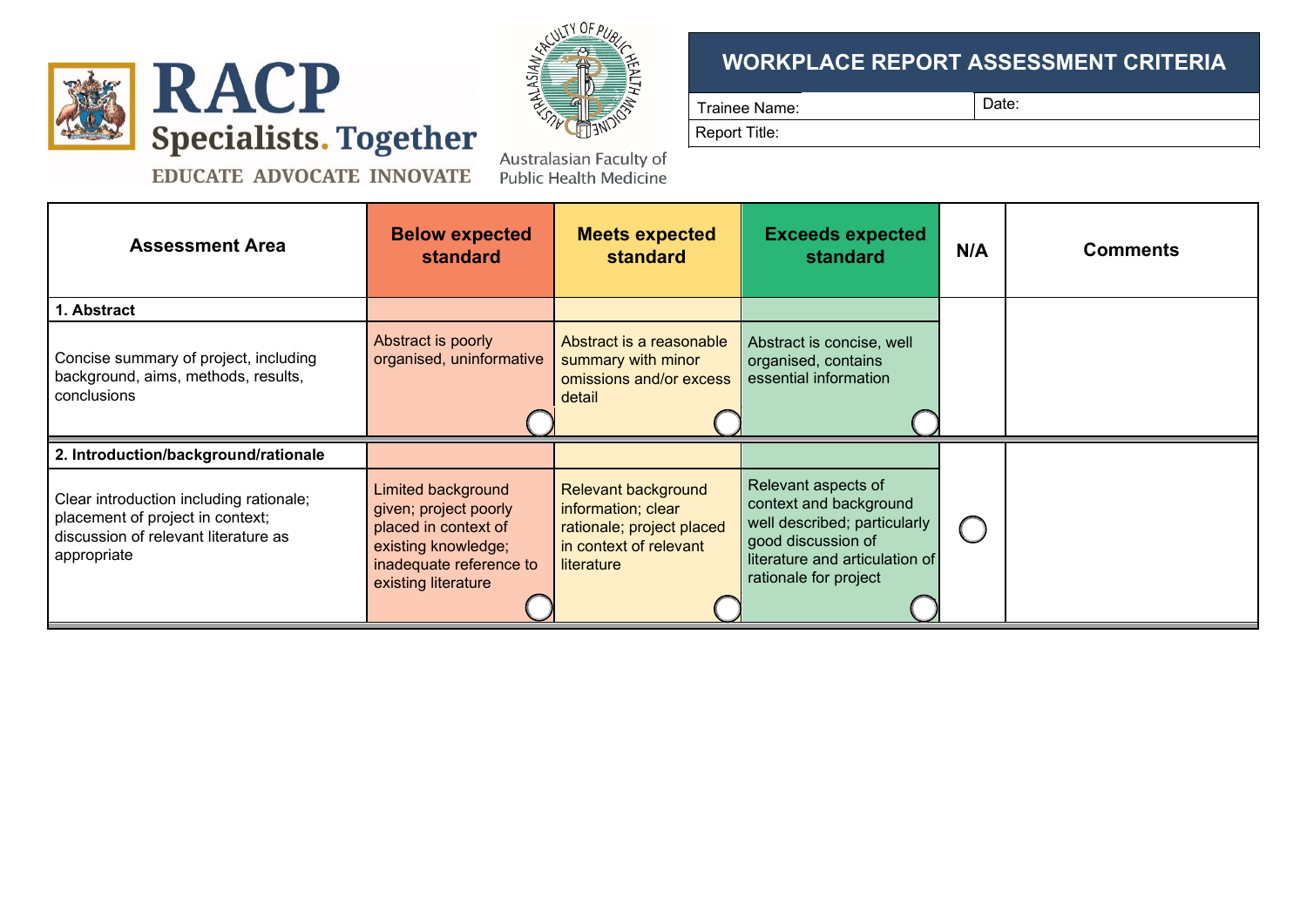RACP Specialists. Together

EDUCATE ADVOCATE INNOVATE

Australasian Faculty of Public Health Medicine

## WORKPLACE REPORT ASSESSMENT CRITERIA

| Trainee Name: | Date: |
|---|---|
| Report Title: | |

| Assessment Area | Below expected standard | Meets expected standard | Exceeds expected standard | N/A | Comments |
|---|---|---|---|---|---|
| **1. Abstract** | | | | | |
| Concise summary of project, including background, aims, methods, results, conclusions | Abstract is poorly organised, uninformative | Abstract is a reasonable summary with minor omissions and/or excess detail | Abstract is concise, well organised, contains essential information | | |
| **2. Introduction/background/rationale** | | | | | |
| Clear introduction including rationale; placement of project in context; discussion of relevant literature as appropriate | Limited background given; project poorly placed in context of existing knowledge; inadequate reference to existing literature | Relevant background information; clear rationale; project placed in context of relevant literature | Relevant aspects of context and background well described; particularly good discussion of literature and articulation of rationale for project | ◯ | |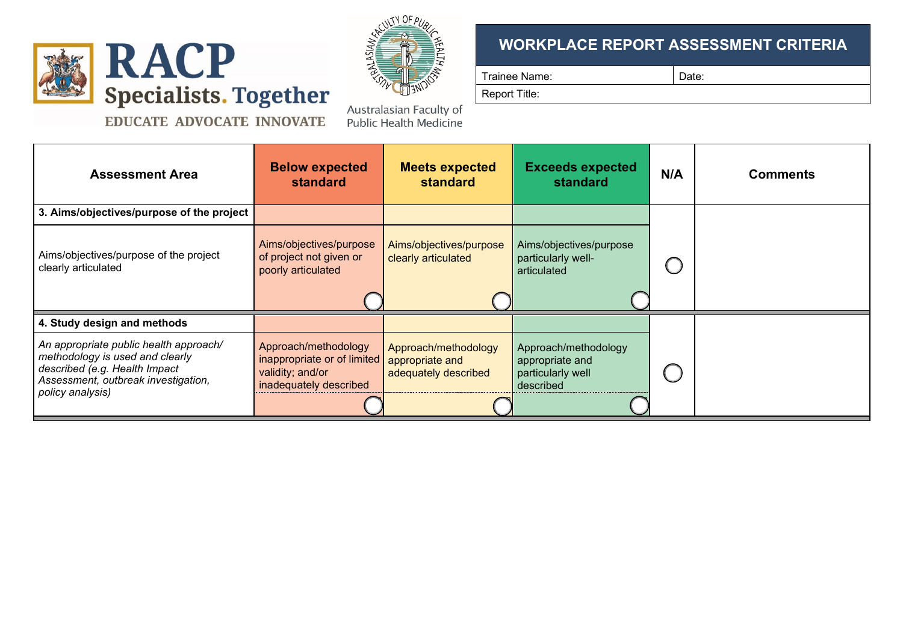RACP
Specialists. Together
EDUCATE ADVOCATE INNOVATE

Australasian Faculty of Public Health Medicine

## WORKPLACE REPORT ASSESSMENT CRITERIA

| Trainee Name: | Date: |
|---|---|
| Report Title: | |

| Assessment Area | Below expected standard | Meets expected standard | Exceeds expected standard | N/A | Comments |
|---|---|---|---|---|---|
| **3. Aims/objectives/purpose of the project** | | | | | |
| Aims/objectives/purpose of the project clearly articulated | Aims/objectives/purpose of project not given or poorly articulated ◯ | Aims/objectives/purpose clearly articulated ◯ | Aims/objectives/purpose particularly well-articulated ◯ | ◯ | |
| **4. Study design and methods** | | | | | |
| *An appropriate public health approach/ methodology is used and clearly described (e.g. Health Impact Assessment, outbreak investigation, policy analysis)* | Approach/methodology inappropriate or of limited validity; and/or inadequately described ◯ | Approach/methodology appropriate and adequately described ◯ | Approach/methodology appropriate and particularly well described ◯ | ◯ | |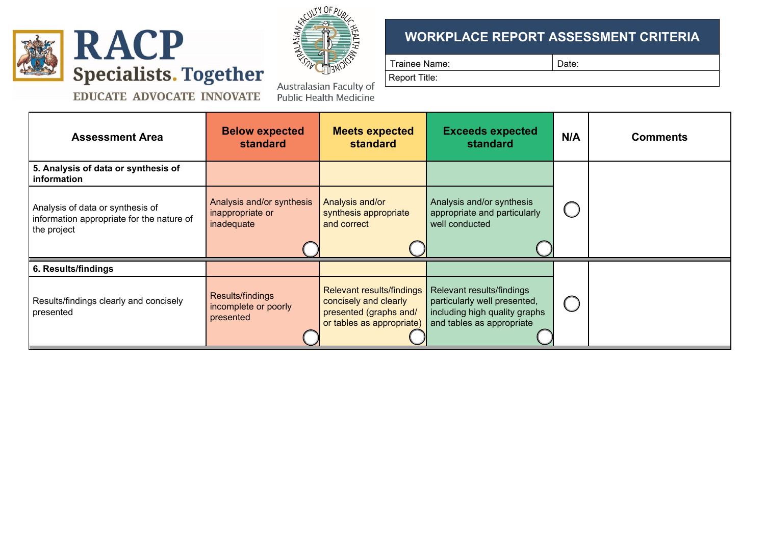RACP Specialists. Together
EDUCATE ADVOCATE INNOVATE

Australasian Faculty of Public Health Medicine

## WORKPLACE REPORT ASSESSMENT CRITERIA

| Trainee Name: | Date: |
|---|---|
| Report Title: | |

| Assessment Area | Below expected standard | Meets expected standard | Exceeds expected standard | N/A | Comments |
|---|---|---|---|---|---|
| **5. Analysis of data or synthesis of information** | | | | | |
| Analysis of data or synthesis of information appropriate for the nature of the project | Analysis and/or synthesis inappropriate or inadequate ◯ | Analysis and/or synthesis appropriate and correct ◯ | Analysis and/or synthesis appropriate and particularly well conducted ◯ | ◯ | |
| **6. Results/findings** | | | | | |
| Results/findings clearly and concisely presented | Results/findings incomplete or poorly presented ◯ | Relevant results/findings concisely and clearly presented (graphs and/ or tables as appropriate) ◯ | Relevant results/findings particularly well presented, including high quality graphs and tables as appropriate ◯ | ◯ | |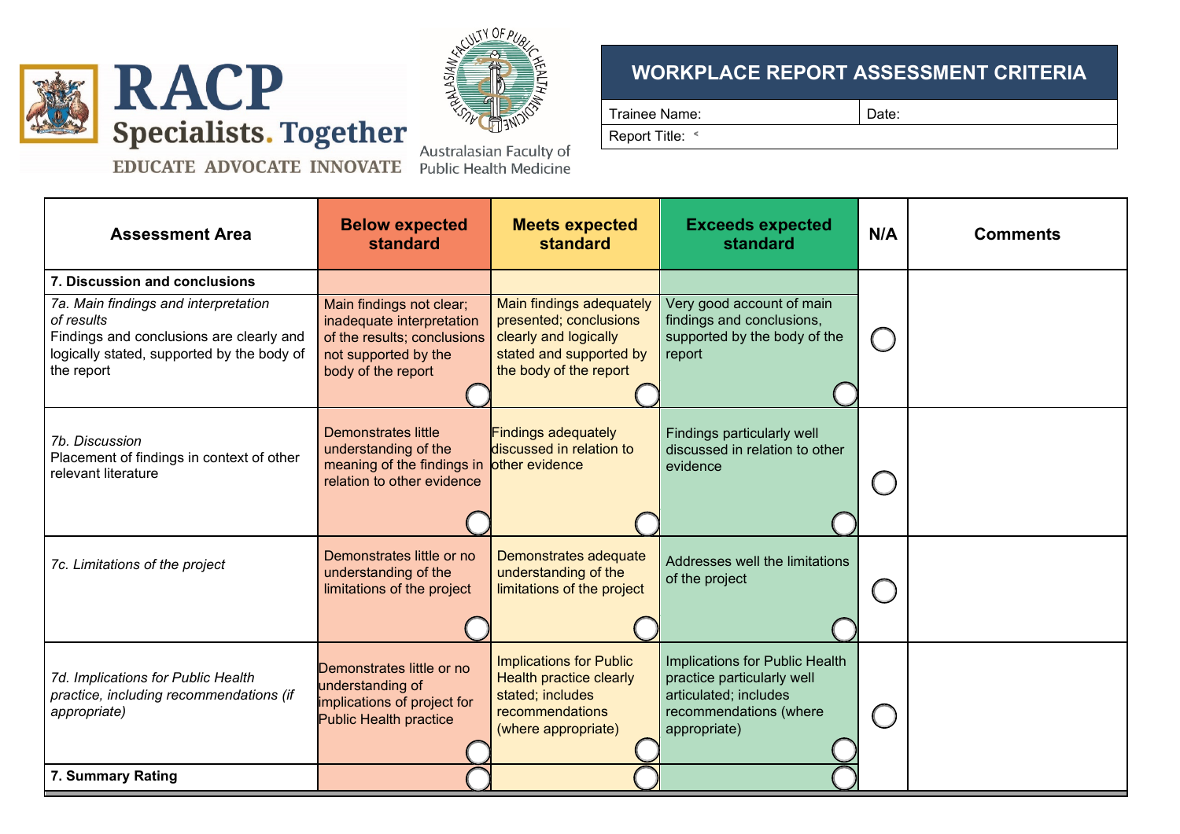RACP Specialists. Together

EDUCATE ADVOCATE INNOVATE

Australasian Faculty of Public Health Medicine

## WORKPLACE REPORT ASSESSMENT CRITERIA

| Trainee Name: | Date: |
|---|---|
| Report Title: | |

| Assessment Area | Below expected standard | Meets expected standard | Exceeds expected standard | N/A | Comments |
|---|---|---|---|---|---|
| **7. Discussion and conclusions** | | | | | |
| *7a. Main findings and interpretation of results* Findings and conclusions are clearly and logically stated, supported by the body of the report | Main findings not clear; inadequate interpretation of the results; conclusions not supported by the body of the report ◯ | Main findings adequately presented; conclusions clearly and logically stated and supported by the body of the report ◯ | Very good account of main findings and conclusions, supported by the body of the report ◯ | ◯ | |
| *7b. Discussion* Placement of findings in context of other relevant literature | Demonstrates little understanding of the meaning of the findings in relation to other evidence ◯ | Findings adequately discussed in relation to other evidence ◯ | Findings particularly well discussed in relation to other evidence ◯ | ◯ | |
| *7c. Limitations of the project* | Demonstrates little or no understanding of the limitations of the project ◯ | Demonstrates adequate understanding of the limitations of the project ◯ | Addresses well the limitations of the project ◯ | ◯ | |
| *7d. Implications for Public Health practice, including recommendations (if appropriate)* | Demonstrates little or no understanding of implications of project for Public Health practice ◯ | Implications for Public Health practice clearly stated; includes recommendations (where appropriate) ◯ | Implications for Public Health practice particularly well articulated; includes recommendations (where appropriate) ◯ | ◯ | |
| **7. Summary Rating** | ◯ | ◯ | ◯ | | |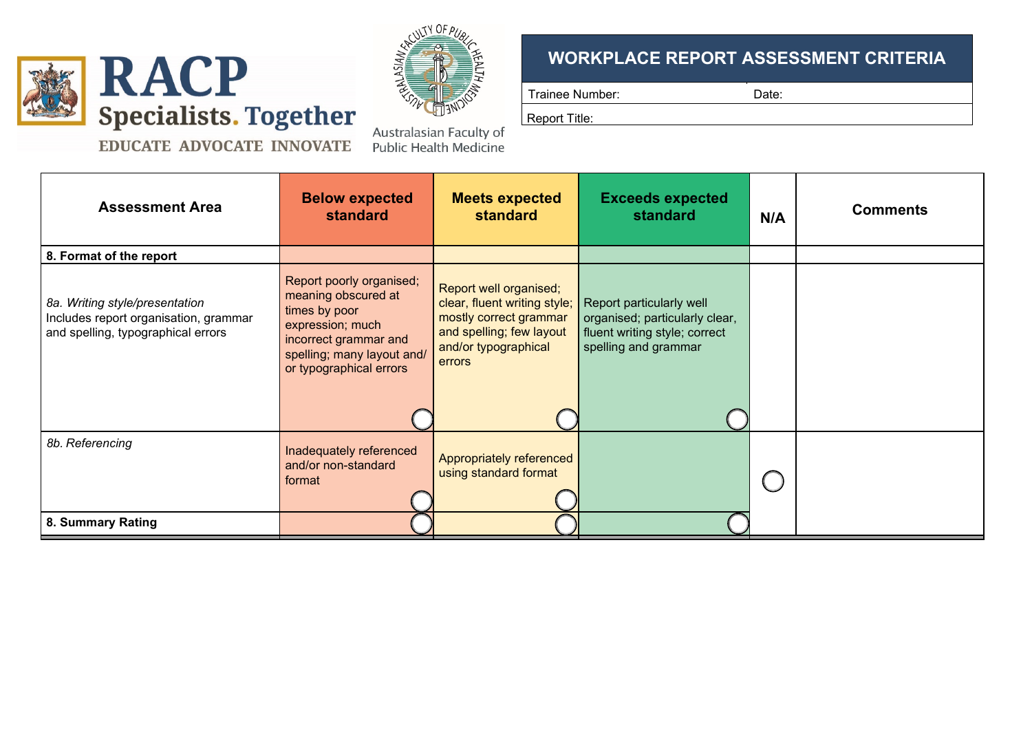RACP Specialists. Together

EDUCATE ADVOCATE INNOVATE

Australasian Faculty of Public Health Medicine

## WORKPLACE REPORT ASSESSMENT CRITERIA

| Trainee Number: | Date: |
|---|---|
| Report Title: | |

| Assessment Area | Below expected standard | Meets expected standard | Exceeds expected standard | N/A | Comments |
|---|---|---|---|---|---|
| **8. Format of the report** | | | | | |
| *8a. Writing style/presentation* Includes report organisation, grammar and spelling, typographical errors | Report poorly organised; meaning obscured at times by poor expression; much incorrect grammar and spelling; many layout and/ or typographical errors ◯ | Report well organised; clear, fluent writing style; mostly correct grammar and spelling; few layout and/or typographical errors ◯ | Report particularly well organised; particularly clear, fluent writing style; correct spelling and grammar ◯ | | |
| *8b. Referencing* | Inadequately referenced and/or non-standard format ◯ | Appropriately referenced using standard format ◯ | | ◯ | |
| **8. Summary Rating** | ◯ | ◯ | ◯ | | |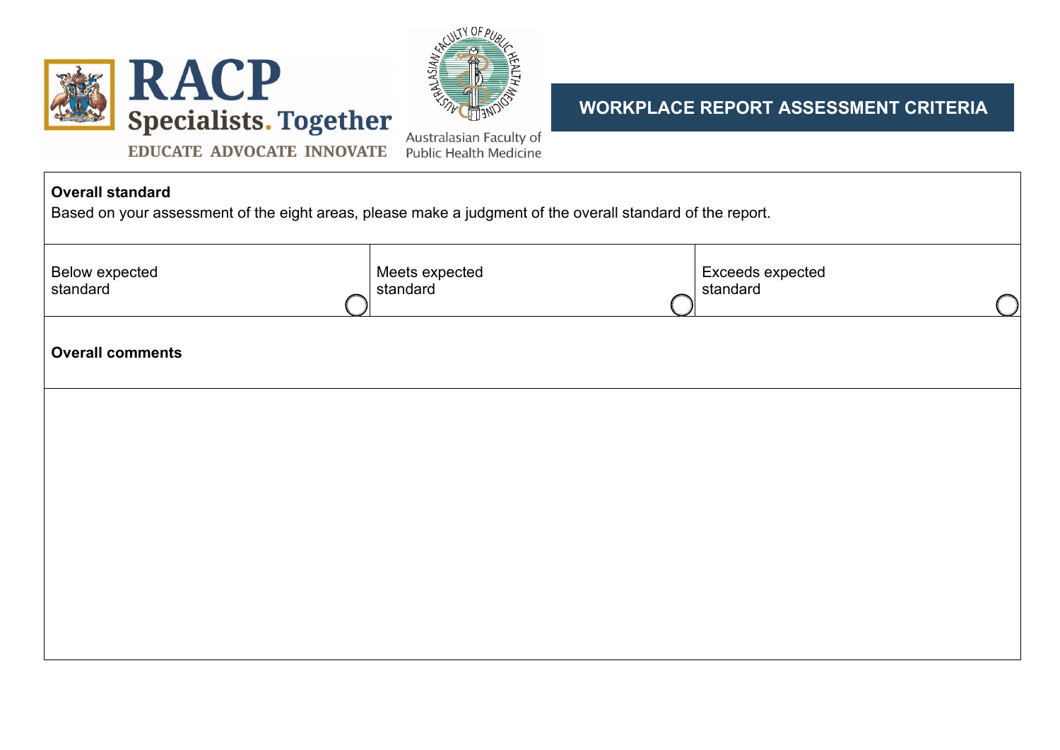# WORKPLACE REPORT ASSESSMENT CRITERIA

| **Overall standard**<br>Based on your assessment of the eight areas, please make a judgment of the overall standard of the report. | | |
|---|---|---|
| Below expected standard ◯ | Meets expected standard ◯ | Exceeds expected standard ◯ |

**Overall comments**